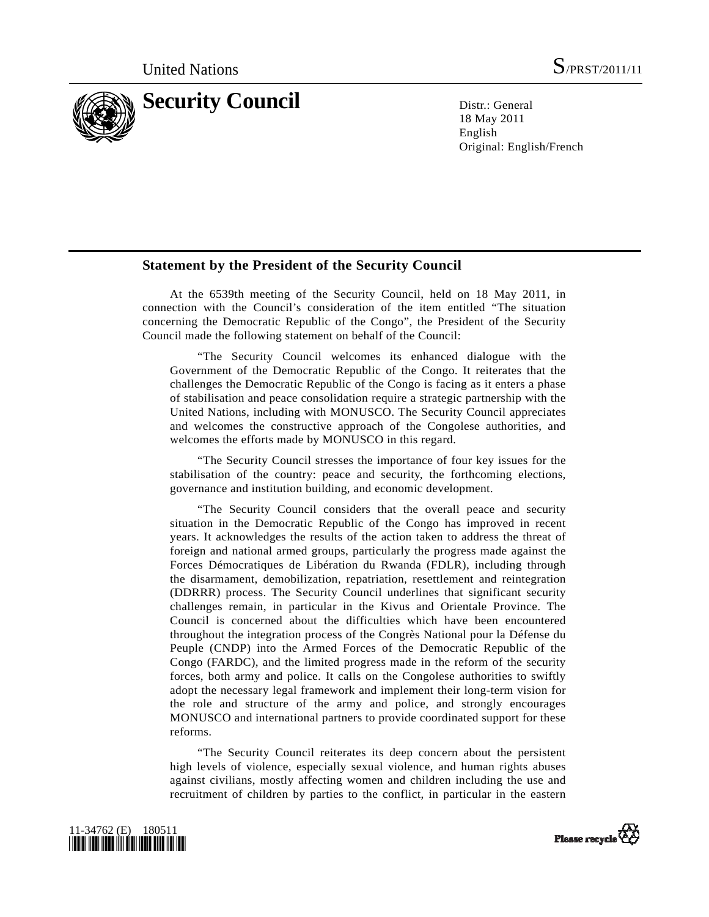United Nations S/PRST/2011/11

# Security Council

Distr.: General
18 May 2011
English
Original: English/French

## Statement by the President of the Security Council

At the 6539th meeting of the Security Council, held on 18 May 2011, in connection with the Council's consideration of the item entitled "The situation concerning the Democratic Republic of the Congo", the President of the Security Council made the following statement on behalf of the Council:

"The Security Council welcomes its enhanced dialogue with the Government of the Democratic Republic of the Congo. It reiterates that the challenges the Democratic Republic of the Congo is facing as it enters a phase of stabilisation and peace consolidation require a strategic partnership with the United Nations, including with MONUSCO. The Security Council appreciates and welcomes the constructive approach of the Congolese authorities, and welcomes the efforts made by MONUSCO in this regard.

"The Security Council stresses the importance of four key issues for the stabilisation of the country: peace and security, the forthcoming elections, governance and institution building, and economic development.

"The Security Council considers that the overall peace and security situation in the Democratic Republic of the Congo has improved in recent years. It acknowledges the results of the action taken to address the threat of foreign and national armed groups, particularly the progress made against the Forces Démocratiques de Libération du Rwanda (FDLR), including through the disarmament, demobilization, repatriation, resettlement and reintegration (DDRRR) process. The Security Council underlines that significant security challenges remain, in particular in the Kivus and Orientale Province. The Council is concerned about the difficulties which have been encountered throughout the integration process of the Congrès National pour la Défense du Peuple (CNDP) into the Armed Forces of the Democratic Republic of the Congo (FARDC), and the limited progress made in the reform of the security forces, both army and police. It calls on the Congolese authorities to swiftly adopt the necessary legal framework and implement their long-term vision for the role and structure of the army and police, and strongly encourages MONUSCO and international partners to provide coordinated support for these reforms.

"The Security Council reiterates its deep concern about the persistent high levels of violence, especially sexual violence, and human rights abuses against civilians, mostly affecting women and children including the use and recruitment of children by parties to the conflict, in particular in the eastern

11-34762 (E) 180511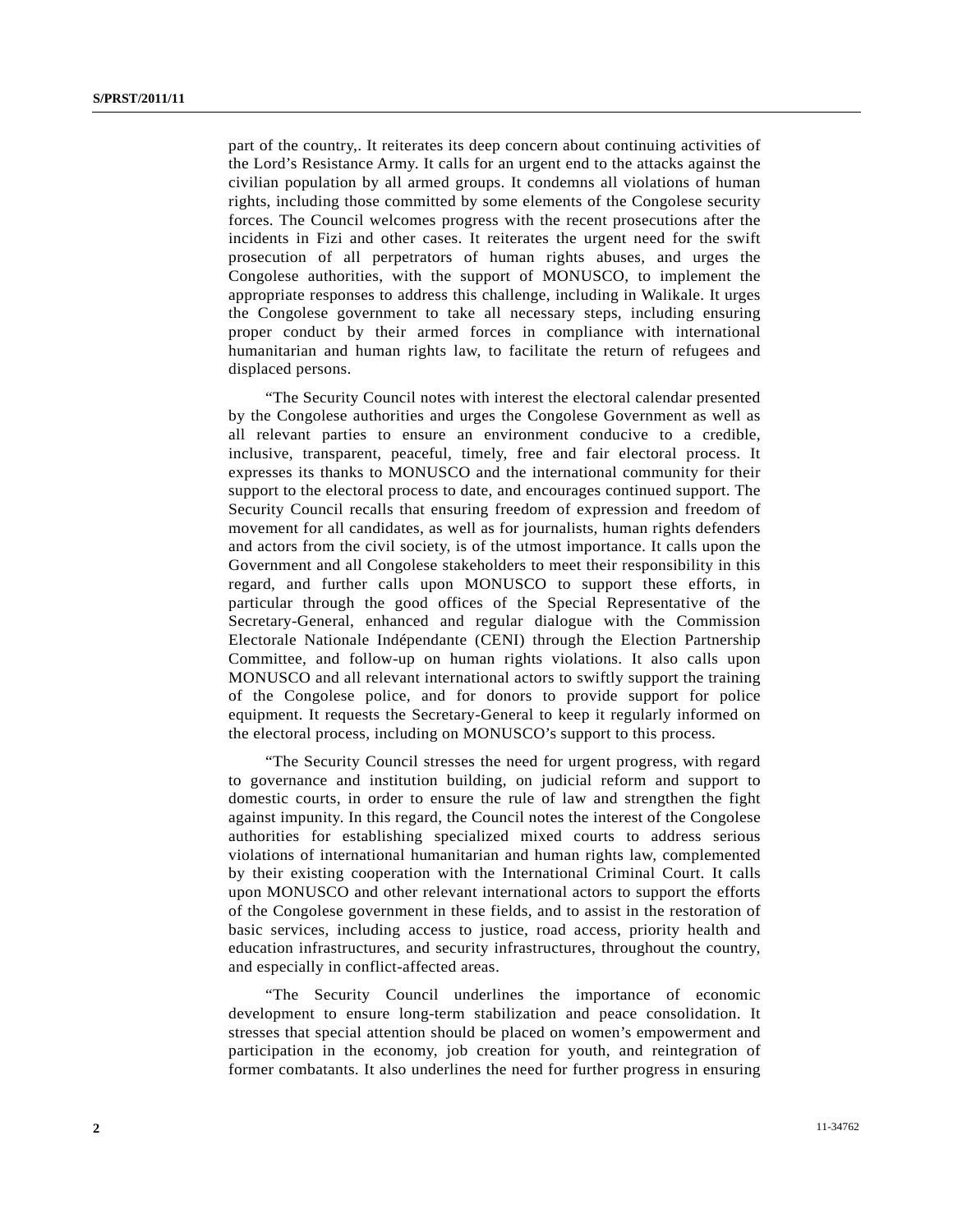part of the country,. It reiterates its deep concern about continuing activities of the Lord's Resistance Army. It calls for an urgent end to the attacks against the civilian population by all armed groups. It condemns all violations of human rights, including those committed by some elements of the Congolese security forces. The Council welcomes progress with the recent prosecutions after the incidents in Fizi and other cases. It reiterates the urgent need for the swift prosecution of all perpetrators of human rights abuses, and urges the Congolese authorities, with the support of MONUSCO, to implement the appropriate responses to address this challenge, including in Walikale. It urges the Congolese government to take all necessary steps, including ensuring proper conduct by their armed forces in compliance with international humanitarian and human rights law, to facilitate the return of refugees and displaced persons.

"The Security Council notes with interest the electoral calendar presented by the Congolese authorities and urges the Congolese Government as well as all relevant parties to ensure an environment conducive to a credible, inclusive, transparent, peaceful, timely, free and fair electoral process. It expresses its thanks to MONUSCO and the international community for their support to the electoral process to date, and encourages continued support. The Security Council recalls that ensuring freedom of expression and freedom of movement for all candidates, as well as for journalists, human rights defenders and actors from the civil society, is of the utmost importance. It calls upon the Government and all Congolese stakeholders to meet their responsibility in this regard, and further calls upon MONUSCO to support these efforts, in particular through the good offices of the Special Representative of the Secretary-General, enhanced and regular dialogue with the Commission Electorale Nationale Indépendante (CENI) through the Election Partnership Committee, and follow-up on human rights violations. It also calls upon MONUSCO and all relevant international actors to swiftly support the training of the Congolese police, and for donors to provide support for police equipment. It requests the Secretary-General to keep it regularly informed on the electoral process, including on MONUSCO's support to this process.

"The Security Council stresses the need for urgent progress, with regard to governance and institution building, on judicial reform and support to domestic courts, in order to ensure the rule of law and strengthen the fight against impunity. In this regard, the Council notes the interest of the Congolese authorities for establishing specialized mixed courts to address serious violations of international humanitarian and human rights law, complemented by their existing cooperation with the International Criminal Court. It calls upon MONUSCO and other relevant international actors to support the efforts of the Congolese government in these fields, and to assist in the restoration of basic services, including access to justice, road access, priority health and education infrastructures, and security infrastructures, throughout the country, and especially in conflict-affected areas.

"The Security Council underlines the importance of economic development to ensure long-term stabilization and peace consolidation. It stresses that special attention should be placed on women's empowerment and participation in the economy, job creation for youth, and reintegration of former combatants. It also underlines the need for further progress in ensuring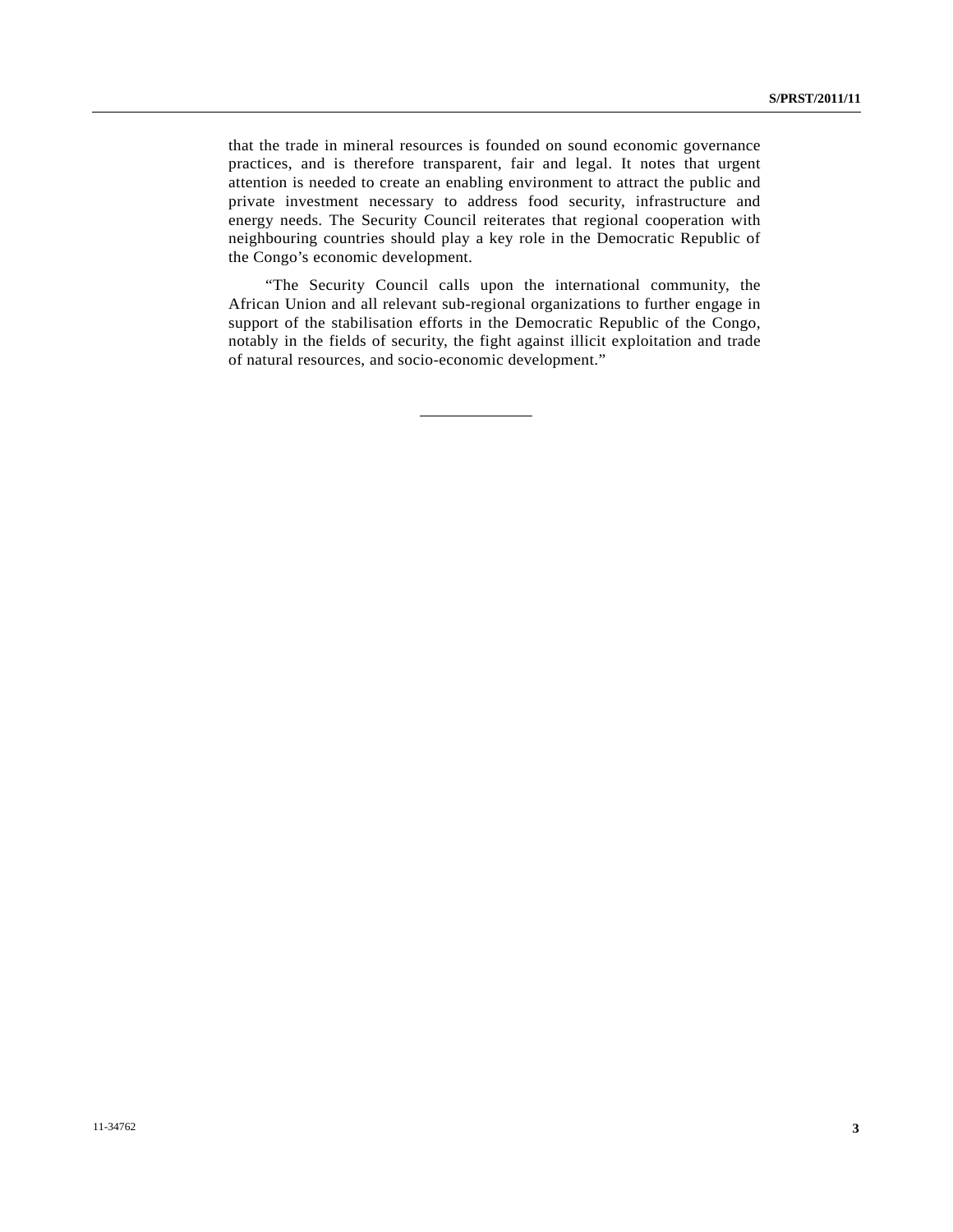that the trade in mineral resources is founded on sound economic governance practices, and is therefore transparent, fair and legal. It notes that urgent attention is needed to create an enabling environment to attract the public and private investment necessary to address food security, infrastructure and energy needs. The Security Council reiterates that regional cooperation with neighbouring countries should play a key role in the Democratic Republic of the Congo's economic development.

"The Security Council calls upon the international community, the African Union and all relevant sub-regional organizations to further engage in support of the stabilisation efforts in the Democratic Republic of the Congo, notably in the fields of security, the fight against illicit exploitation and trade of natural resources, and socio-economic development."